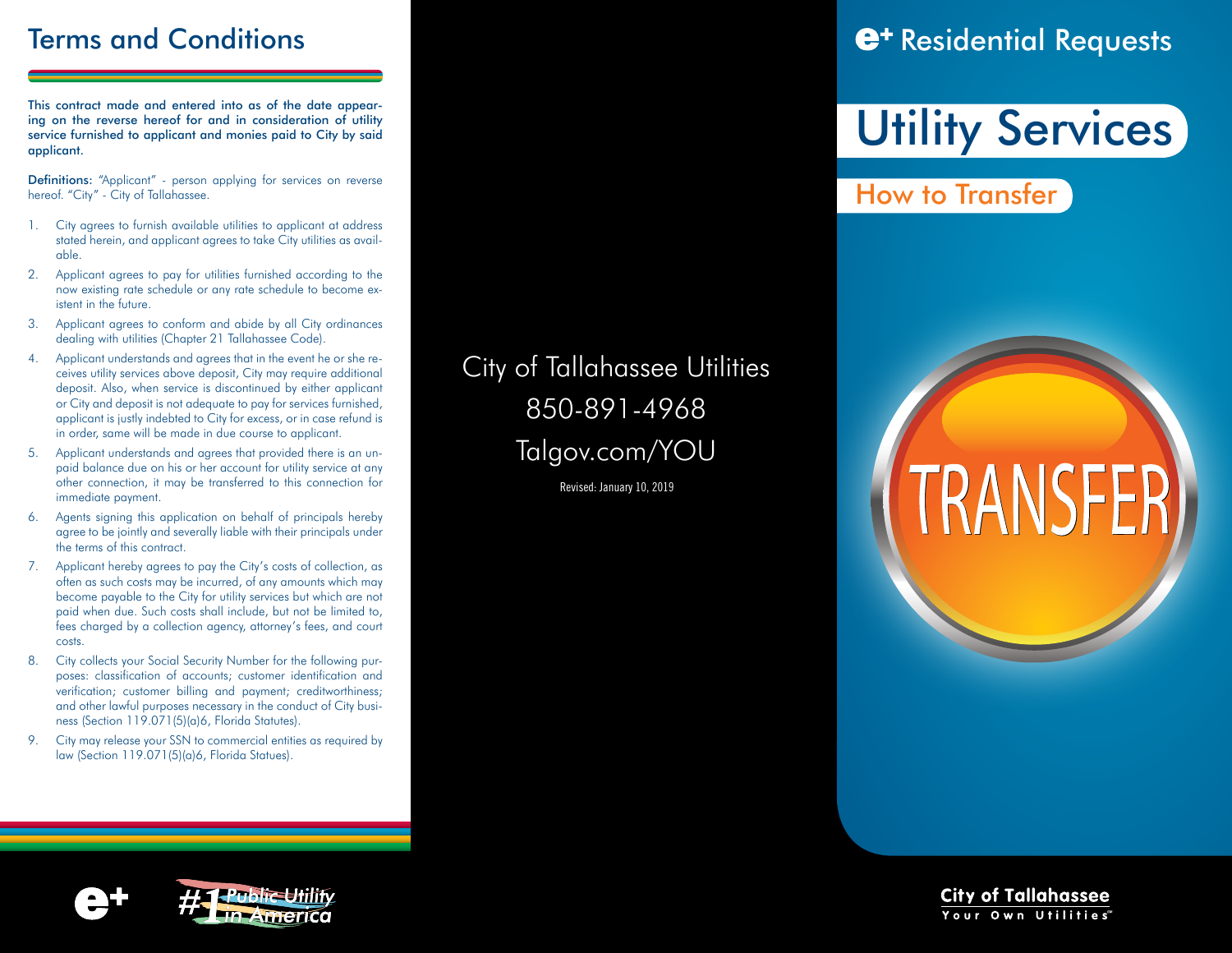## Terms and Conditions

This contract made and entered into as of the date appearing on the reverse hereof for and in consideration of utility service furnished to applicant and monies paid to City by said applicant.

**Definitions:** "Applicant" - person applying for services on reverse hereof. "City" - City of Tallahassee.

1. City agrees to furnish available utilities to applicant at address stated herein, and applicant agrees to take City utilities as available.
2. Applicant agrees to pay for utilities furnished according to the now existing rate schedule or any rate schedule to become existent in the future.
3. Applicant agrees to conform and abide by all City ordinances dealing with utilities (Chapter 21 Tallahassee Code).
4. Applicant understands and agrees that in the event he or she receives utility services above deposit, City may require additional deposit. Also, when service is discontinued by either applicant or City and deposit is not adequate to pay for services furnished, applicant is justly indebted to City for excess, or in case refund is in order, same will be made in due course to applicant.
5. Applicant understands and agrees that provided there is an unpaid balance due on his or her account for utility service at any other connection, it may be transferred to this connection for immediate payment.
6. Agents signing this application on behalf of principals hereby agree to be jointly and severally liable with their principals under the terms of this contract.
7. Applicant hereby agrees to pay the City's costs of collection, as often as such costs may be incurred, of any amounts which may become payable to the City for utility services but which are not paid when due. Such costs shall include, but not be limited to, fees charged by a collection agency, attorney's fees, and court costs.
8. City collects your Social Security Number for the following purposes: classification of accounts; customer identification and verification; customer billing and payment; creditworthiness; and other lawful purposes necessary in the conduct of City business (Section 119.071(5)(a)6, Florida Statutes).
9. City may release your SSN to commercial entities as required by law (Section 119.071(5)(a)6, Florida Statues).

e+ #1 Public Utility in America

City of Tallahassee Utilities
850-891-4968
Talgov.com/YOU

Revised: January 10, 2019

# e+ Residential Requests

# Utility Services

## How to Transfer

TRANSFER

City of Tallahassee
Your Own Utilities℠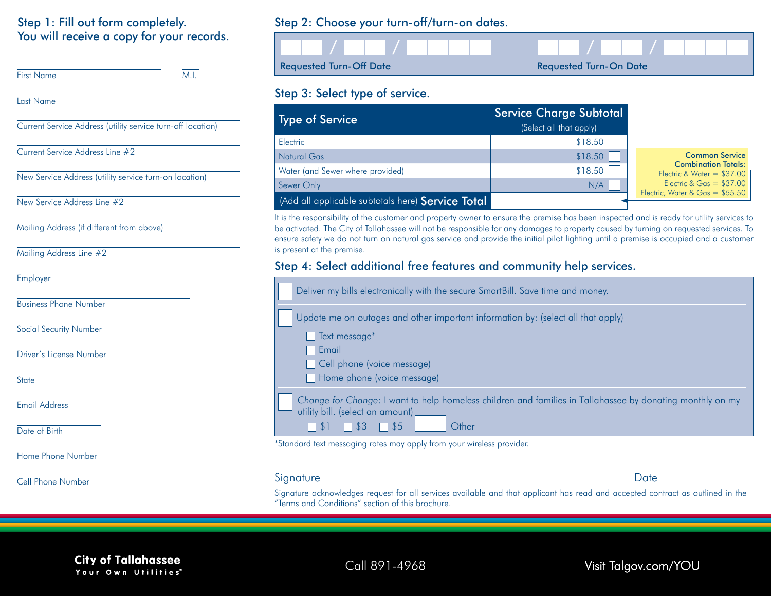## Step 1: Fill out form completely. You will receive a copy for your records.

First Name ______________________ M.I. ____

Last Name ______________________

Current Service Address (utility service turn-off location) ______________________

Current Service Address Line #2 ______________________

New Service Address (utility service turn-on location) ______________________

New Service Address Line #2 ______________________

Mailing Address (if different from above) ______________________

Mailing Address Line #2 ______________________

Employer ______________________

Business Phone Number ______________________

Social Security Number ______________________

Driver's License Number ______________________

State ______________________

Email Address ______________________

Date of Birth ______________________

Home Phone Number ______________________

Cell Phone Number ______________________

## Step 2: Choose your turn-off/turn-on dates.

__ __ / __ __ / __ __ __ __ Requested Turn-Off Date

__ __ / __ __ / __ __ __ __ Requested Turn-On Date

## Step 3: Select type of service.

| Type of Service | Service Charge Subtotal (Select all that apply) |
|---|---|
| Electric | $18.50 ☐ |
| Natural Gas | $18.50 ☐ |
| Water (and Sewer where provided) | $18.50 ☐ |
| Sewer Only | N/A ☐ |
| (Add all applicable subtotals here) **Service Total** | |

**Common Service Combination Totals:**
Electric & Water = $37.00
Electric & Gas = $37.00
Electric, Water & Gas = $55.50

It is the responsibility of the customer and property owner to ensure the premise has been inspected and is ready for utility services to be activated. The City of Tallahassee will not be responsible for any damages to property caused by turning on requested services. To ensure safety we do not turn on natural gas service and provide the initial pilot lighting until a premise is occupied and a customer is present at the premise.

## Step 4: Select additional free features and community help services.

☐ Deliver my bills electronically with the secure SmartBill. Save time and money.

☐ Update me on outages and other important information by: (select all that apply)

- ☐ Text message*
- ☐ Email
- ☐ Cell phone (voice message)
- ☐ Home phone (voice message)

☐ *Change for Change*: I want to help homeless children and families in Tallahassee by donating monthly on my utility bill. (select an amount)

☐ $1 ☐ $3 ☐ $5 ____ Other

*Standard text messaging rates may apply from your wireless provider.

Signature ______________________ Date ____________

Signature acknowledges request for all services available and that applicant has read and accepted contract as outlined in the "Terms and Conditions" section of this brochure.

**City of Tallahassee**
Your Own Utilities™

Call 891-4968

Visit Talgov.com/YOU